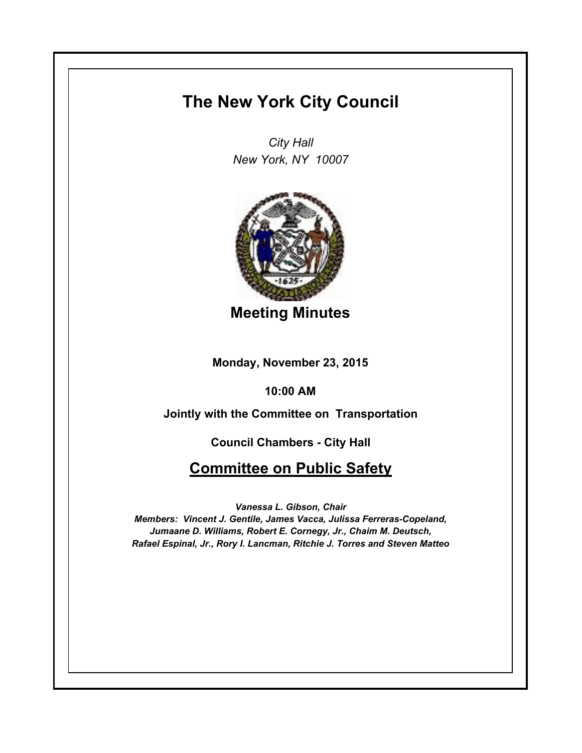# The New York City Council

*City Hall*
*New York, NY 10007*

## Meeting Minutes

**Monday, November 23, 2015**

**10:00 AM**

**Jointly with the Committee on Transportation**

**Council Chambers - City Hall**

## Committee on Public Safety

***Vanessa L. Gibson, Chair***
***Members: Vincent J. Gentile, James Vacca, Julissa Ferreras-Copeland, Jumaane D. Williams, Robert E. Cornegy, Jr., Chaim M. Deutsch, Rafael Espinal, Jr., Rory I. Lancman, Ritchie J. Torres and Steven Matteo***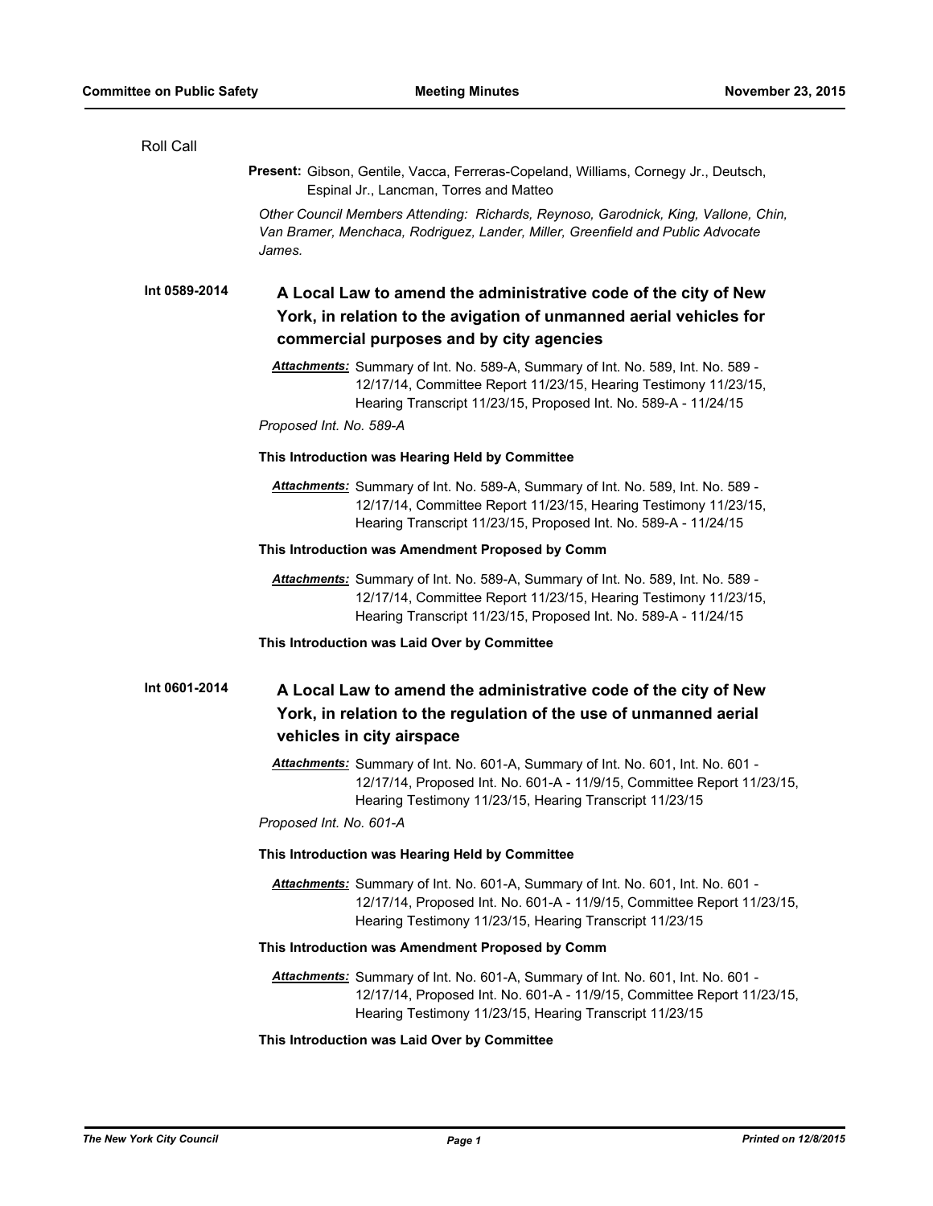Roll Call

**Present:** Gibson, Gentile, Vacca, Ferreras-Copeland, Williams, Cornegy Jr., Deutsch, Espinal Jr., Lancman, Torres and Matteo

*Other Council Members Attending: Richards, Reynoso, Garodnick, King, Vallone, Chin, Van Bramer, Menchaca, Rodriguez, Lander, Miller, Greenfield and Public Advocate James.*

**Int 0589-2014**

## A Local Law to amend the administrative code of the city of New York, in relation to the avigation of unmanned aerial vehicles for commercial purposes and by city agencies

***Attachments:*** Summary of Int. No. 589-A, Summary of Int. No. 589, Int. No. 589 - 12/17/14, Committee Report 11/23/15, Hearing Testimony 11/23/15, Hearing Transcript 11/23/15, Proposed Int. No. 589-A - 11/24/15

*Proposed Int. No. 589-A*

**This Introduction was Hearing Held by Committee**

***Attachments:*** Summary of Int. No. 589-A, Summary of Int. No. 589, Int. No. 589 - 12/17/14, Committee Report 11/23/15, Hearing Testimony 11/23/15, Hearing Transcript 11/23/15, Proposed Int. No. 589-A - 11/24/15

**This Introduction was Amendment Proposed by Comm**

***Attachments:*** Summary of Int. No. 589-A, Summary of Int. No. 589, Int. No. 589 - 12/17/14, Committee Report 11/23/15, Hearing Testimony 11/23/15, Hearing Transcript 11/23/15, Proposed Int. No. 589-A - 11/24/15

**This Introduction was Laid Over by Committee**

**Int 0601-2014**

## A Local Law to amend the administrative code of the city of New York, in relation to the regulation of the use of unmanned aerial vehicles in city airspace

***Attachments:*** Summary of Int. No. 601-A, Summary of Int. No. 601, Int. No. 601 - 12/17/14, Proposed Int. No. 601-A - 11/9/15, Committee Report 11/23/15, Hearing Testimony 11/23/15, Hearing Transcript 11/23/15

*Proposed Int. No. 601-A*

**This Introduction was Hearing Held by Committee**

***Attachments:*** Summary of Int. No. 601-A, Summary of Int. No. 601, Int. No. 601 - 12/17/14, Proposed Int. No. 601-A - 11/9/15, Committee Report 11/23/15, Hearing Testimony 11/23/15, Hearing Transcript 11/23/15

**This Introduction was Amendment Proposed by Comm**

***Attachments:*** Summary of Int. No. 601-A, Summary of Int. No. 601, Int. No. 601 - 12/17/14, Proposed Int. No. 601-A - 11/9/15, Committee Report 11/23/15, Hearing Testimony 11/23/15, Hearing Transcript 11/23/15

**This Introduction was Laid Over by Committee**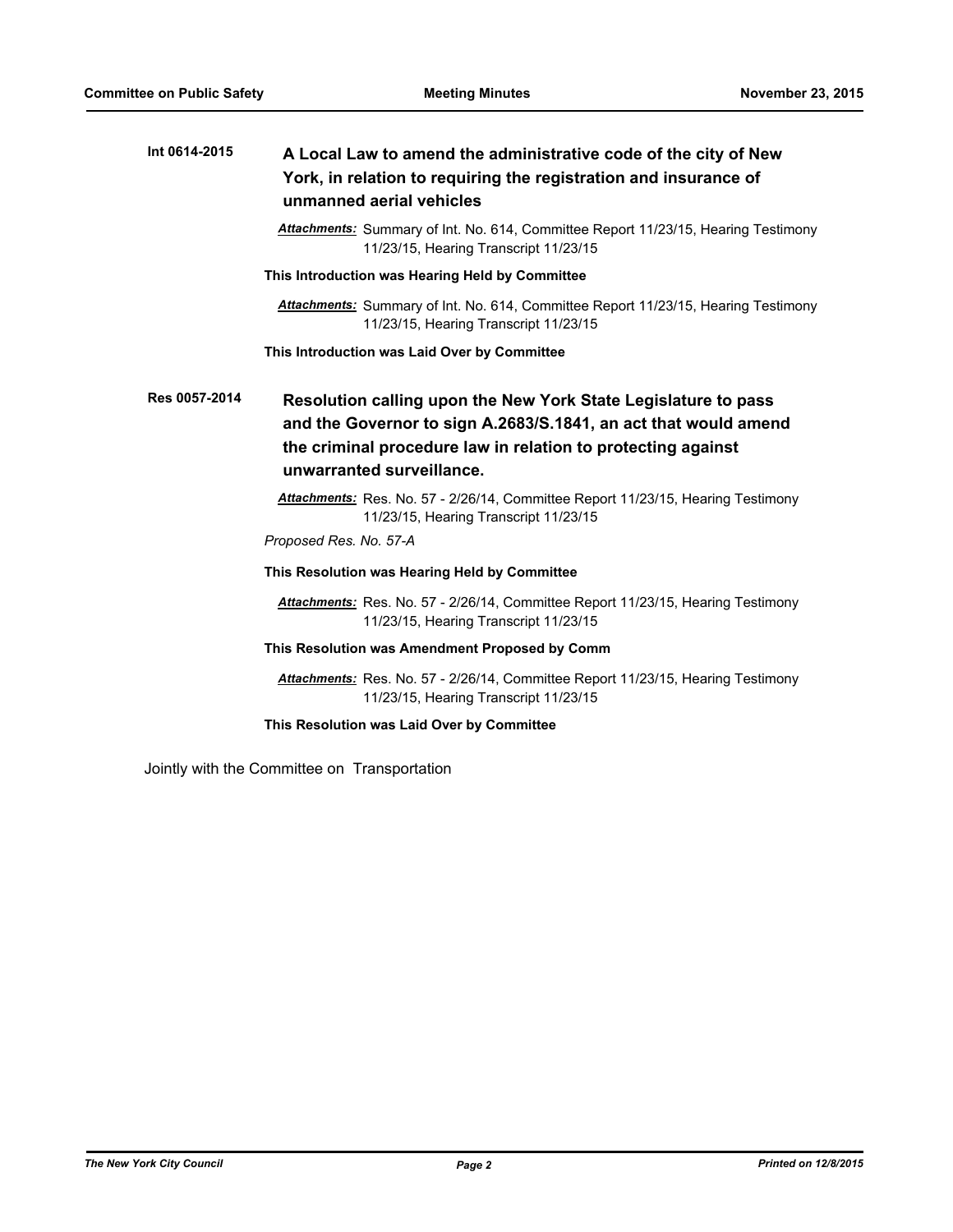**Int 0614-2015** **A Local Law to amend the administrative code of the city of New York, in relation to requiring the registration and insurance of unmanned aerial vehicles**

***Attachments:*** Summary of Int. No. 614, Committee Report 11/23/15, Hearing Testimony 11/23/15, Hearing Transcript 11/23/15

**This Introduction was Hearing Held by Committee**

***Attachments:*** Summary of Int. No. 614, Committee Report 11/23/15, Hearing Testimony 11/23/15, Hearing Transcript 11/23/15

**This Introduction was Laid Over by Committee**

**Res 0057-2014** **Resolution calling upon the New York State Legislature to pass and the Governor to sign A.2683/S.1841, an act that would amend the criminal procedure law in relation to protecting against unwarranted surveillance.**

***Attachments:*** Res. No. 57 - 2/26/14, Committee Report 11/23/15, Hearing Testimony 11/23/15, Hearing Transcript 11/23/15

*Proposed Res. No. 57-A*

**This Resolution was Hearing Held by Committee**

***Attachments:*** Res. No. 57 - 2/26/14, Committee Report 11/23/15, Hearing Testimony 11/23/15, Hearing Transcript 11/23/15

**This Resolution was Amendment Proposed by Comm**

***Attachments:*** Res. No. 57 - 2/26/14, Committee Report 11/23/15, Hearing Testimony 11/23/15, Hearing Transcript 11/23/15

**This Resolution was Laid Over by Committee**

Jointly with the Committee on Transportation